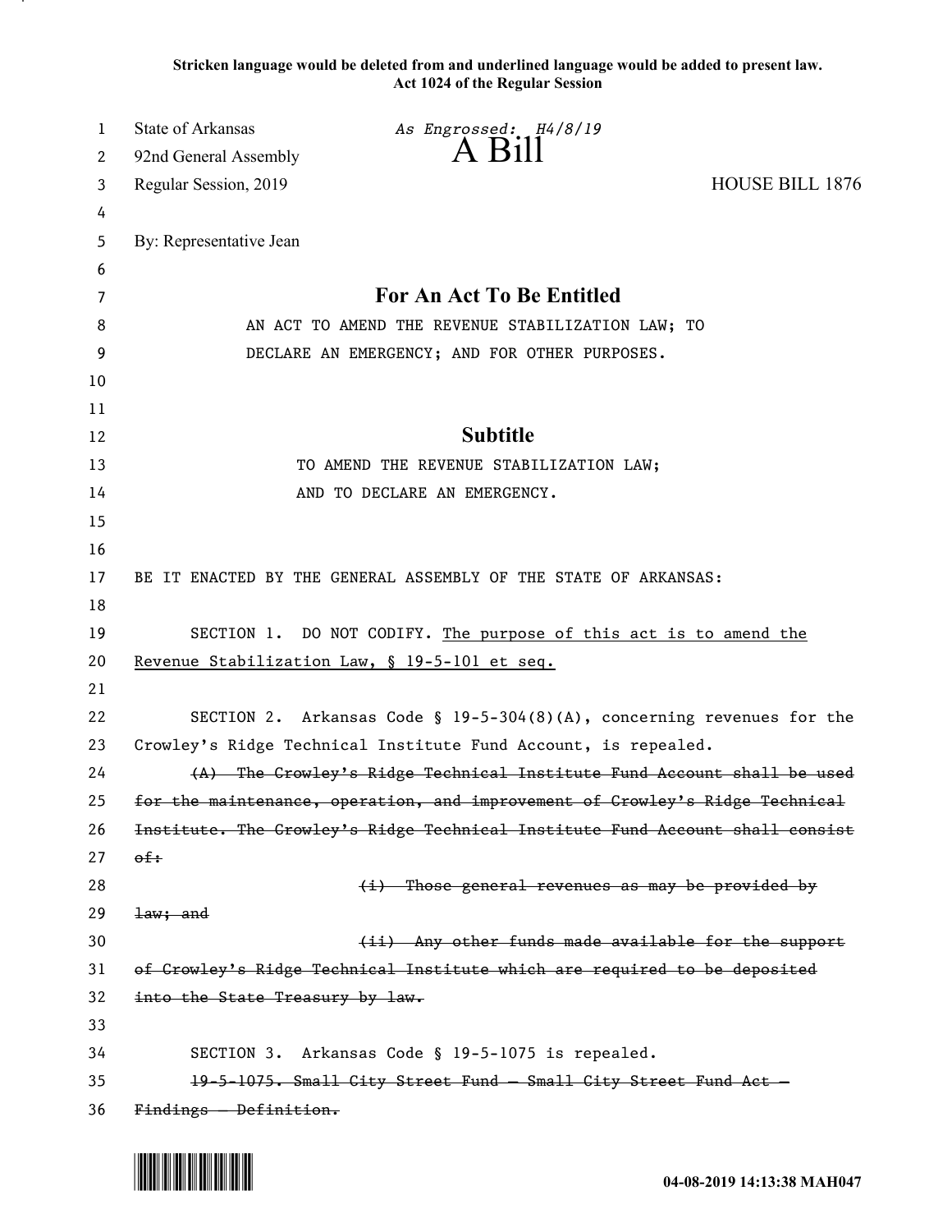**Stricken language would be deleted from and underlined language would be added to present law.**
**Act 1024 of the Regular Session**

State of Arkansas — *As Engrossed: H4/8/19*
92nd General Assembly
# A Bill
Regular Session, 2019 — HOUSE BILL 1876

By: Representative Jean

## For An Act To Be Entitled

AN ACT TO AMEND THE REVENUE STABILIZATION LAW; TO DECLARE AN EMERGENCY; AND FOR OTHER PURPOSES.

## Subtitle

TO AMEND THE REVENUE STABILIZATION LAW; AND TO DECLARE AN EMERGENCY.

BE IT ENACTED BY THE GENERAL ASSEMBLY OF THE STATE OF ARKANSAS:

SECTION 1. DO NOT CODIFY. <u>The purpose of this act is to amend the Revenue Stabilization Law, § 19-5-101 et seq.</u>

SECTION 2. Arkansas Code § 19-5-304(8)(A), concerning revenues for the Crowley's Ridge Technical Institute Fund Account, is repealed.

~~(A) The Crowley's Ridge Technical Institute Fund Account shall be used for the maintenance, operation, and improvement of Crowley's Ridge Technical Institute. The Crowley's Ridge Technical Institute Fund Account shall consist of:~~

~~(i) Those general revenues as may be provided by law; and~~

~~(ii) Any other funds made available for the support of Crowley's Ridge Technical Institute which are required to be deposited into the State Treasury by law.~~

SECTION 3. Arkansas Code § 19-5-1075 is repealed.

~~19-5-1075. Small City Street Fund — Small City Street Fund Act — Findings — Definition.~~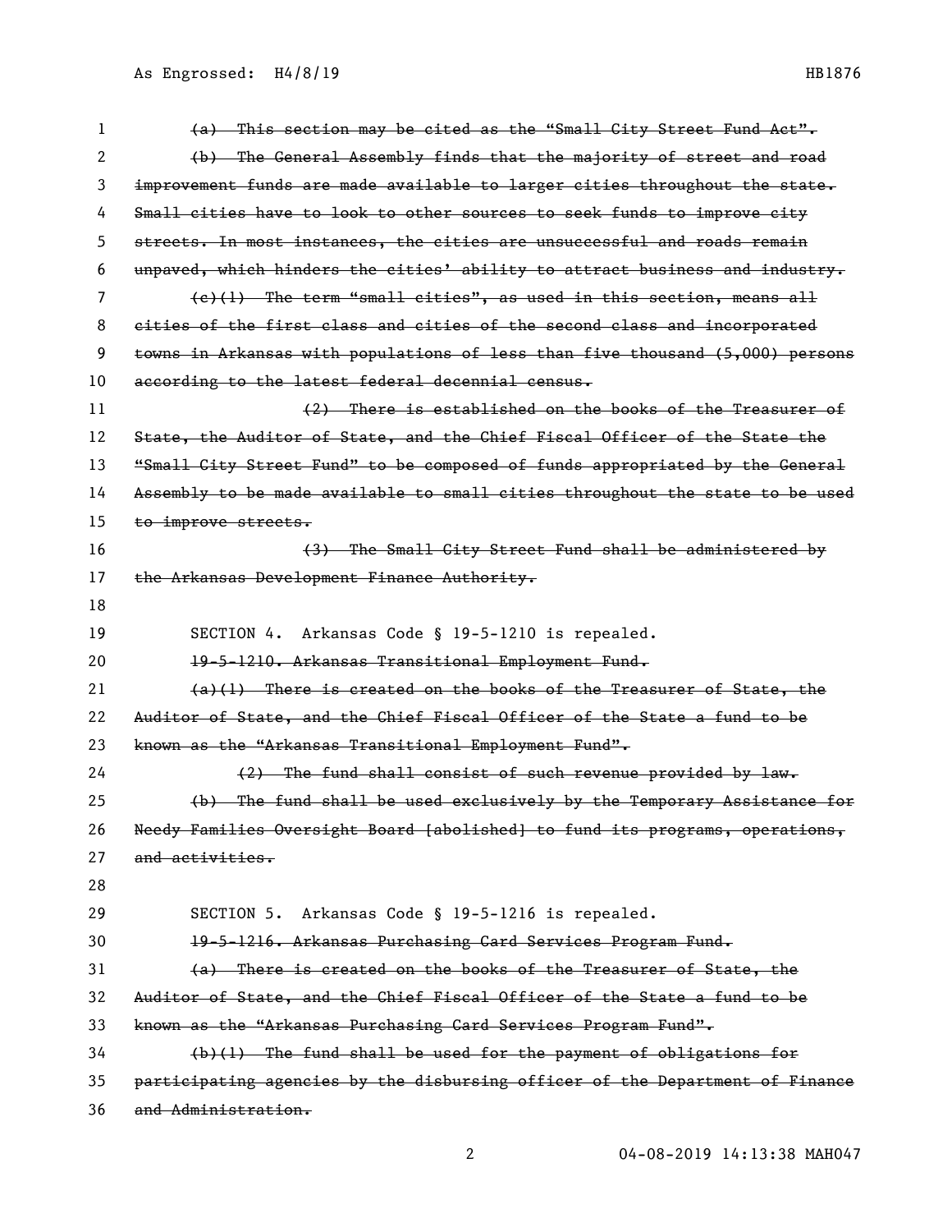~~(a) This section may be cited as the "Small City Street Fund Act".~~

~~(b) The General Assembly finds that the majority of street and road improvement funds are made available to larger cities throughout the state. Small cities have to look to other sources to seek funds to improve city streets. In most instances, the cities are unsuccessful and roads remain unpaved, which hinders the cities' ability to attract business and industry.~~

~~(c)(1) The term "small cities", as used in this section, means all cities of the first class and cities of the second class and incorporated towns in Arkansas with populations of less than five thousand (5,000) persons according to the latest federal decennial census.~~

~~(2) There is established on the books of the Treasurer of State, the Auditor of State, and the Chief Fiscal Officer of the State the "Small City Street Fund" to be composed of funds appropriated by the General Assembly to be made available to small cities throughout the state to be used to improve streets.~~

~~(3) The Small City Street Fund shall be administered by the Arkansas Development Finance Authority.~~

SECTION 4. Arkansas Code § 19-5-1210 is repealed.

~~19-5-1210. Arkansas Transitional Employment Fund.~~

~~(a)(1) There is created on the books of the Treasurer of State, the Auditor of State, and the Chief Fiscal Officer of the State a fund to be known as the "Arkansas Transitional Employment Fund".~~

~~(2) The fund shall consist of such revenue provided by law.~~

~~(b) The fund shall be used exclusively by the Temporary Assistance for Needy Families Oversight Board [abolished] to fund its programs, operations, and activities.~~

SECTION 5. Arkansas Code § 19-5-1216 is repealed.

~~19-5-1216. Arkansas Purchasing Card Services Program Fund.~~

~~(a) There is created on the books of the Treasurer of State, the Auditor of State, and the Chief Fiscal Officer of the State a fund to be known as the "Arkansas Purchasing Card Services Program Fund".~~

~~(b)(1) The fund shall be used for the payment of obligations for participating agencies by the disbursing officer of the Department of Finance and Administration.~~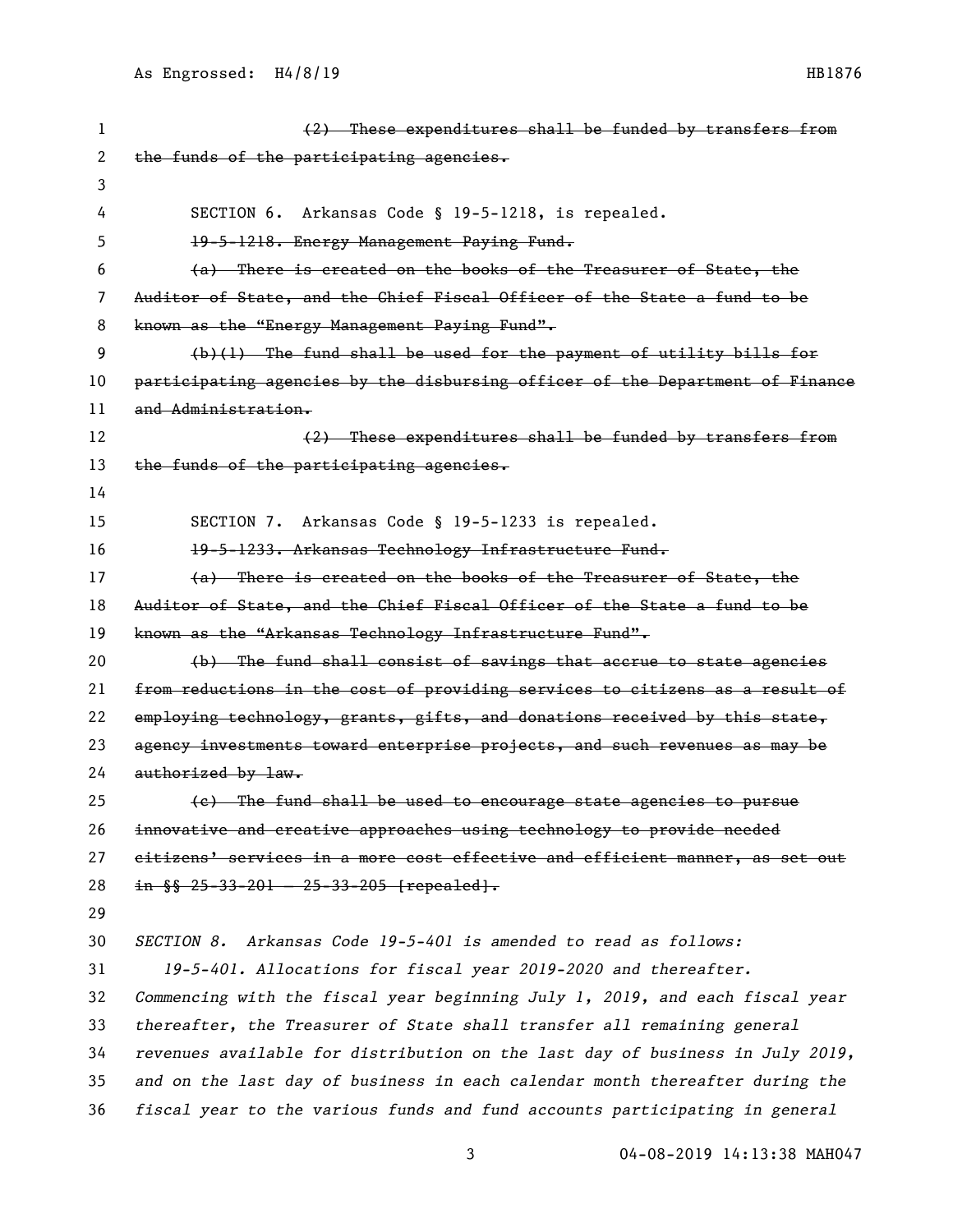~~(2) These expenditures shall be funded by transfers from the funds of the participating agencies.~~

SECTION 6. Arkansas Code § 19-5-1218, is repealed.

~~19-5-1218. Energy Management Paying Fund.~~

~~(a) There is created on the books of the Treasurer of State, the Auditor of State, and the Chief Fiscal Officer of the State a fund to be known as the "Energy Management Paying Fund".~~

~~(b)(1) The fund shall be used for the payment of utility bills for participating agencies by the disbursing officer of the Department of Finance and Administration.~~

~~(2) These expenditures shall be funded by transfers from the funds of the participating agencies.~~

SECTION 7. Arkansas Code § 19-5-1233 is repealed.

~~19-5-1233. Arkansas Technology Infrastructure Fund.~~

~~(a) There is created on the books of the Treasurer of State, the Auditor of State, and the Chief Fiscal Officer of the State a fund to be known as the "Arkansas Technology Infrastructure Fund".~~

~~(b) The fund shall consist of savings that accrue to state agencies from reductions in the cost of providing services to citizens as a result of employing technology, grants, gifts, and donations received by this state, agency investments toward enterprise projects, and such revenues as may be authorized by law.~~

~~(c) The fund shall be used to encourage state agencies to pursue innovative and creative approaches using technology to provide needed citizens' services in a more cost effective and efficient manner, as set out in §§ 25-33-201 — 25-33-205 [repealed].~~

*SECTION 8. Arkansas Code 19-5-401 is amended to read as follows:*

*19-5-401. Allocations for fiscal year 2019-2020 and thereafter.*

*Commencing with the fiscal year beginning July 1, 2019, and each fiscal year thereafter, the Treasurer of State shall transfer all remaining general revenues available for distribution on the last day of business in July 2019, and on the last day of business in each calendar month thereafter during the fiscal year to the various funds and fund accounts participating in general*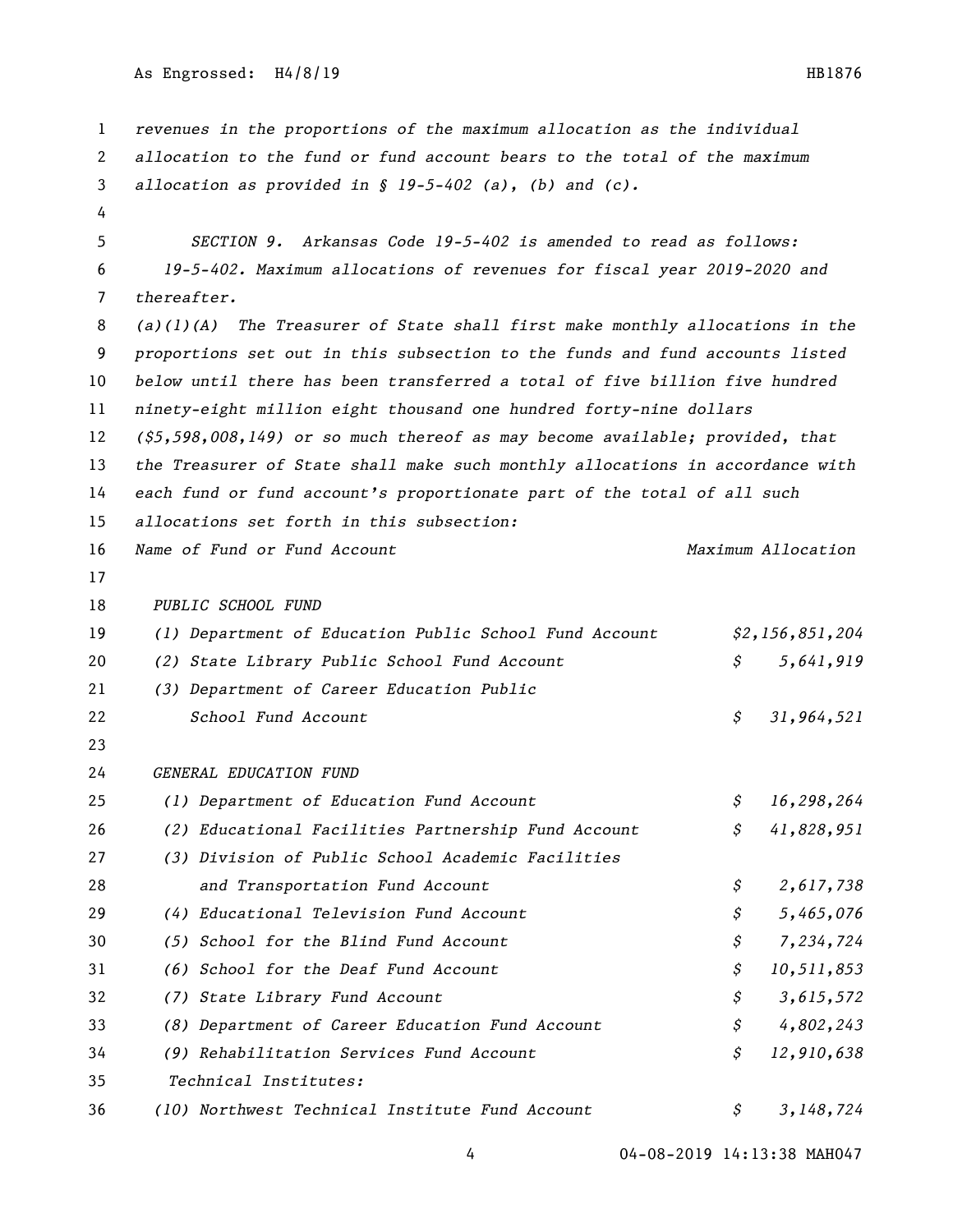*revenues in the proportions of the maximum allocation as the individual allocation to the fund or fund account bears to the total of the maximum allocation as provided in § 19-5-402 (a), (b) and (c).*

*SECTION 9. Arkansas Code 19-5-402 is amended to read as follows:*

*19-5-402. Maximum allocations of revenues for fiscal year 2019-2020 and thereafter.*

*(a)(1)(A) The Treasurer of State shall first make monthly allocations in the proportions set out in this subsection to the funds and fund accounts listed below until there has been transferred a total of five billion five hundred ninety-eight million eight thousand one hundred forty-nine dollars ($5,598,008,149) or so much thereof as may become available; provided, that the Treasurer of State shall make such monthly allocations in accordance with each fund or fund account's proportionate part of the total of all such allocations set forth in this subsection:*

| *Name of Fund or Fund Account* | *Maximum Allocation* |
|---|---|
| *PUBLIC SCHOOL FUND* | |
| *(1) Department of Education Public School Fund Account* | *$2,156,851,204* |
| *(2) State Library Public School Fund Account* | *$ 5,641,919* |
| *(3) Department of Career Education Public School Fund Account* | *$ 31,964,521* |
| *GENERAL EDUCATION FUND* | |
| *(1) Department of Education Fund Account* | *$ 16,298,264* |
| *(2) Educational Facilities Partnership Fund Account* | *$ 41,828,951* |
| *(3) Division of Public School Academic Facilities and Transportation Fund Account* | *$ 2,617,738* |
| *(4) Educational Television Fund Account* | *$ 5,465,076* |
| *(5) School for the Blind Fund Account* | *$ 7,234,724* |
| *(6) School for the Deaf Fund Account* | *$ 10,511,853* |
| *(7) State Library Fund Account* | *$ 3,615,572* |
| *(8) Department of Career Education Fund Account* | *$ 4,802,243* |
| *(9) Rehabilitation Services Fund Account* | *$ 12,910,638* |
| *Technical Institutes:* | |
| *(10) Northwest Technical Institute Fund Account* | *$ 3,148,724* |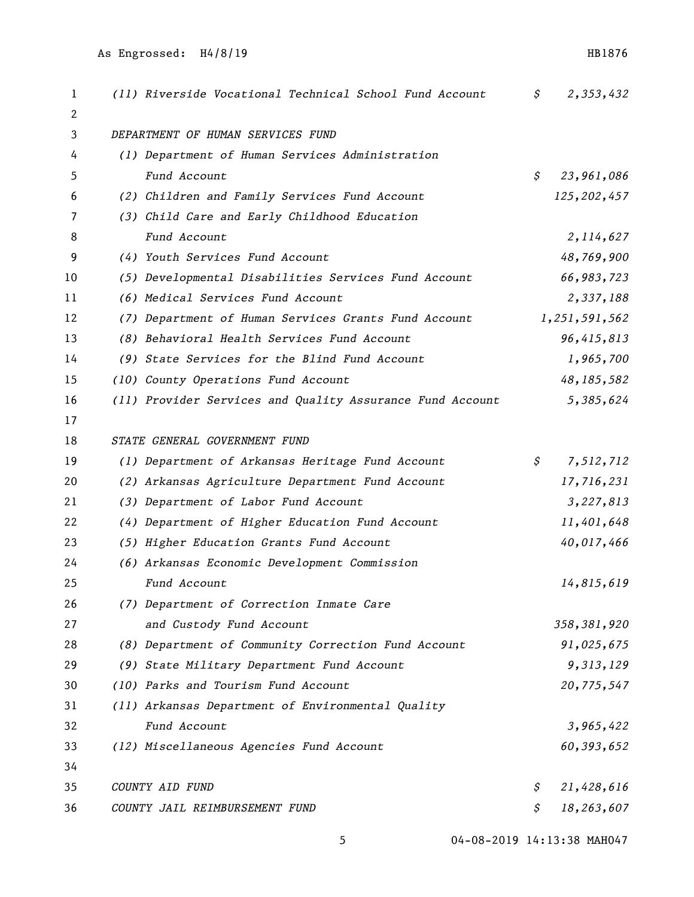| | |
|---|---|
| *(11) Riverside Vocational Technical School Fund Account* | *$ 2,353,432* |
| | |
| *DEPARTMENT OF HUMAN SERVICES FUND* | |
| *(1) Department of Human Services Administration Fund Account* | *$ 23,961,086* |
| *(2) Children and Family Services Fund Account* | *125,202,457* |
| *(3) Child Care and Early Childhood Education Fund Account* | *2,114,627* |
| *(4) Youth Services Fund Account* | *48,769,900* |
| *(5) Developmental Disabilities Services Fund Account* | *66,983,723* |
| *(6) Medical Services Fund Account* | *2,337,188* |
| *(7) Department of Human Services Grants Fund Account* | *1,251,591,562* |
| *(8) Behavioral Health Services Fund Account* | *96,415,813* |
| *(9) State Services for the Blind Fund Account* | *1,965,700* |
| *(10) County Operations Fund Account* | *48,185,582* |
| *(11) Provider Services and Quality Assurance Fund Account* | *5,385,624* |
| | |
| *STATE GENERAL GOVERNMENT FUND* | |
| *(1) Department of Arkansas Heritage Fund Account* | *$ 7,512,712* |
| *(2) Arkansas Agriculture Department Fund Account* | *17,716,231* |
| *(3) Department of Labor Fund Account* | *3,227,813* |
| *(4) Department of Higher Education Fund Account* | *11,401,648* |
| *(5) Higher Education Grants Fund Account* | *40,017,466* |
| *(6) Arkansas Economic Development Commission Fund Account* | *14,815,619* |
| *(7) Department of Correction Inmate Care and Custody Fund Account* | *358,381,920* |
| *(8) Department of Community Correction Fund Account* | *91,025,675* |
| *(9) State Military Department Fund Account* | *9,313,129* |
| *(10) Parks and Tourism Fund Account* | *20,775,547* |
| *(11) Arkansas Department of Environmental Quality Fund Account* | *3,965,422* |
| *(12) Miscellaneous Agencies Fund Account* | *60,393,652* |
| | |
| *COUNTY AID FUND* | *$ 21,428,616* |
| *COUNTY JAIL REIMBURSEMENT FUND* | *$ 18,263,607* |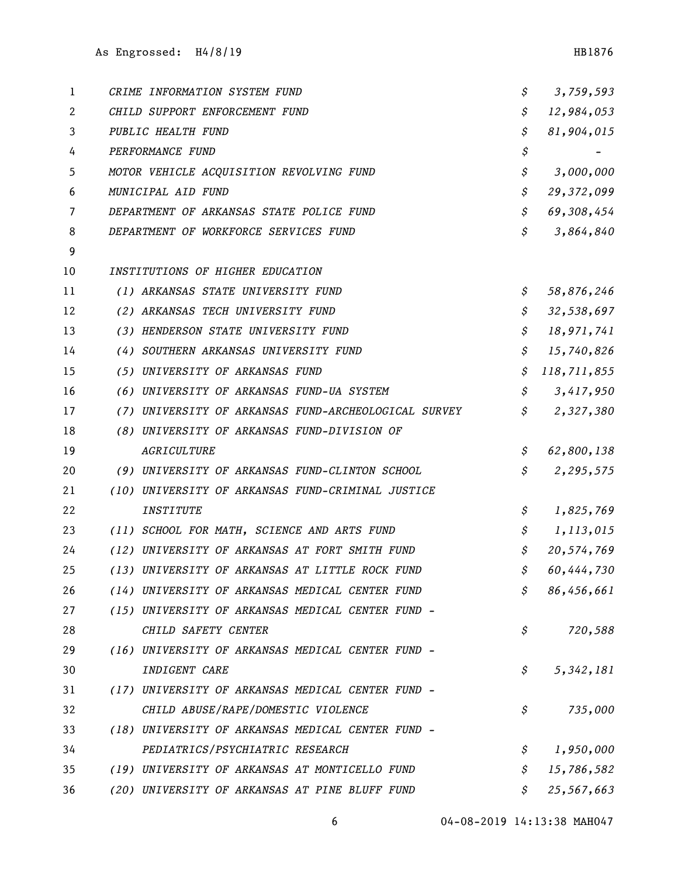| | | |
|---|---|---|
| *CRIME INFORMATION SYSTEM FUND* | *$* | *3,759,593* |
| *CHILD SUPPORT ENFORCEMENT FUND* | *$* | *12,984,053* |
| *PUBLIC HEALTH FUND* | *$* | *81,904,015* |
| *PERFORMANCE FUND* | *$* | *-* |
| *MOTOR VEHICLE ACQUISITION REVOLVING FUND* | *$* | *3,000,000* |
| *MUNICIPAL AID FUND* | *$* | *29,372,099* |
| *DEPARTMENT OF ARKANSAS STATE POLICE FUND* | *$* | *69,308,454* |
| *DEPARTMENT OF WORKFORCE SERVICES FUND* | *$* | *3,864,840* |
| | | |
| *INSTITUTIONS OF HIGHER EDUCATION* | | |
| *(1) ARKANSAS STATE UNIVERSITY FUND* | *$* | *58,876,246* |
| *(2) ARKANSAS TECH UNIVERSITY FUND* | *$* | *32,538,697* |
| *(3) HENDERSON STATE UNIVERSITY FUND* | *$* | *18,971,741* |
| *(4) SOUTHERN ARKANSAS UNIVERSITY FUND* | *$* | *15,740,826* |
| *(5) UNIVERSITY OF ARKANSAS FUND* | *$* | *118,711,855* |
| *(6) UNIVERSITY OF ARKANSAS FUND-UA SYSTEM* | *$* | *3,417,950* |
| *(7) UNIVERSITY OF ARKANSAS FUND-ARCHEOLOGICAL SURVEY* | *$* | *2,327,380* |
| *(8) UNIVERSITY OF ARKANSAS FUND-DIVISION OF AGRICULTURE* | *$* | *62,800,138* |
| *(9) UNIVERSITY OF ARKANSAS FUND-CLINTON SCHOOL* | *$* | *2,295,575* |
| *(10) UNIVERSITY OF ARKANSAS FUND-CRIMINAL JUSTICE INSTITUTE* | *$* | *1,825,769* |
| *(11) SCHOOL FOR MATH, SCIENCE AND ARTS FUND* | *$* | *1,113,015* |
| *(12) UNIVERSITY OF ARKANSAS AT FORT SMITH FUND* | *$* | *20,574,769* |
| *(13) UNIVERSITY OF ARKANSAS AT LITTLE ROCK FUND* | *$* | *60,444,730* |
| *(14) UNIVERSITY OF ARKANSAS MEDICAL CENTER FUND* | *$* | *86,456,661* |
| *(15) UNIVERSITY OF ARKANSAS MEDICAL CENTER FUND - CHILD SAFETY CENTER* | *$* | *720,588* |
| *(16) UNIVERSITY OF ARKANSAS MEDICAL CENTER FUND - INDIGENT CARE* | *$* | *5,342,181* |
| *(17) UNIVERSITY OF ARKANSAS MEDICAL CENTER FUND - CHILD ABUSE/RAPE/DOMESTIC VIOLENCE* | *$* | *735,000* |
| *(18) UNIVERSITY OF ARKANSAS MEDICAL CENTER FUND - PEDIATRICS/PSYCHIATRIC RESEARCH* | *$* | *1,950,000* |
| *(19) UNIVERSITY OF ARKANSAS AT MONTICELLO FUND* | *$* | *15,786,582* |
| *(20) UNIVERSITY OF ARKANSAS AT PINE BLUFF FUND* | *$* | *25,567,663* |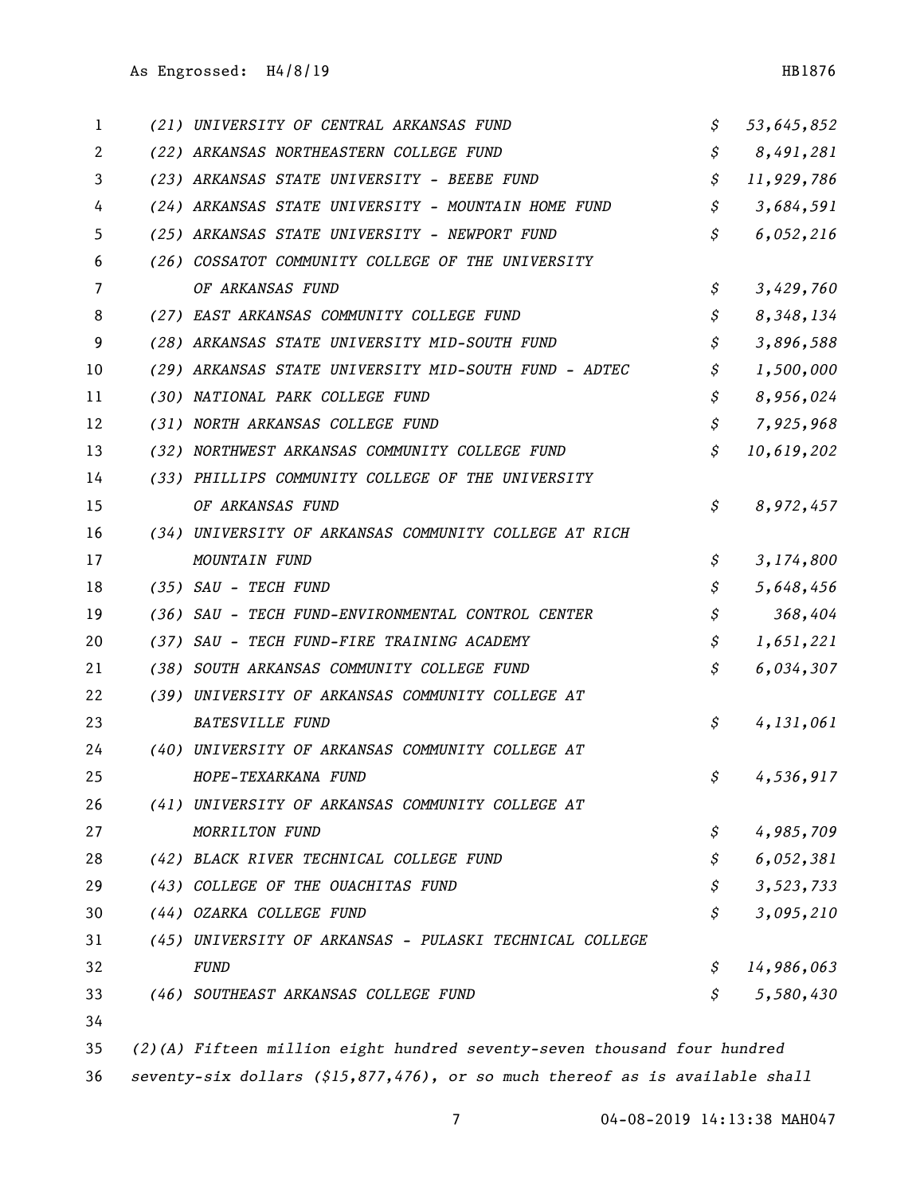| | | |
|---|---|---|
| (21) UNIVERSITY OF CENTRAL ARKANSAS FUND | $ | 53,645,852 |
| (22) ARKANSAS NORTHEASTERN COLLEGE FUND | $ | 8,491,281 |
| (23) ARKANSAS STATE UNIVERSITY - BEEBE FUND | $ | 11,929,786 |
| (24) ARKANSAS STATE UNIVERSITY - MOUNTAIN HOME FUND | $ | 3,684,591 |
| (25) ARKANSAS STATE UNIVERSITY - NEWPORT FUND | $ | 6,052,216 |
| (26) COSSATOT COMMUNITY COLLEGE OF THE UNIVERSITY OF ARKANSAS FUND | $ | 3,429,760 |
| (27) EAST ARKANSAS COMMUNITY COLLEGE FUND | $ | 8,348,134 |
| (28) ARKANSAS STATE UNIVERSITY MID-SOUTH FUND | $ | 3,896,588 |
| (29) ARKANSAS STATE UNIVERSITY MID-SOUTH FUND - ADTEC | $ | 1,500,000 |
| (30) NATIONAL PARK COLLEGE FUND | $ | 8,956,024 |
| (31) NORTH ARKANSAS COLLEGE FUND | $ | 7,925,968 |
| (32) NORTHWEST ARKANSAS COMMUNITY COLLEGE FUND | $ | 10,619,202 |
| (33) PHILLIPS COMMUNITY COLLEGE OF THE UNIVERSITY OF ARKANSAS FUND | $ | 8,972,457 |
| (34) UNIVERSITY OF ARKANSAS COMMUNITY COLLEGE AT RICH MOUNTAIN FUND | $ | 3,174,800 |
| (35) SAU - TECH FUND | $ | 5,648,456 |
| (36) SAU - TECH FUND-ENVIRONMENTAL CONTROL CENTER | $ | 368,404 |
| (37) SAU - TECH FUND-FIRE TRAINING ACADEMY | $ | 1,651,221 |
| (38) SOUTH ARKANSAS COMMUNITY COLLEGE FUND | $ | 6,034,307 |
| (39) UNIVERSITY OF ARKANSAS COMMUNITY COLLEGE AT BATESVILLE FUND | $ | 4,131,061 |
| (40) UNIVERSITY OF ARKANSAS COMMUNITY COLLEGE AT HOPE-TEXARKANA FUND | $ | 4,536,917 |
| (41) UNIVERSITY OF ARKANSAS COMMUNITY COLLEGE AT MORRILTON FUND | $ | 4,985,709 |
| (42) BLACK RIVER TECHNICAL COLLEGE FUND | $ | 6,052,381 |
| (43) COLLEGE OF THE OUACHITAS FUND | $ | 3,523,733 |
| (44) OZARKA COLLEGE FUND | $ | 3,095,210 |
| (45) UNIVERSITY OF ARKANSAS - PULASKI TECHNICAL COLLEGE FUND | $ | 14,986,063 |
| (46) SOUTHEAST ARKANSAS COLLEGE FUND | $ | 5,580,430 |

*(2)(A) Fifteen million eight hundred seventy-seven thousand four hundred seventy-six dollars ($15,877,476), or so much thereof as is available shall*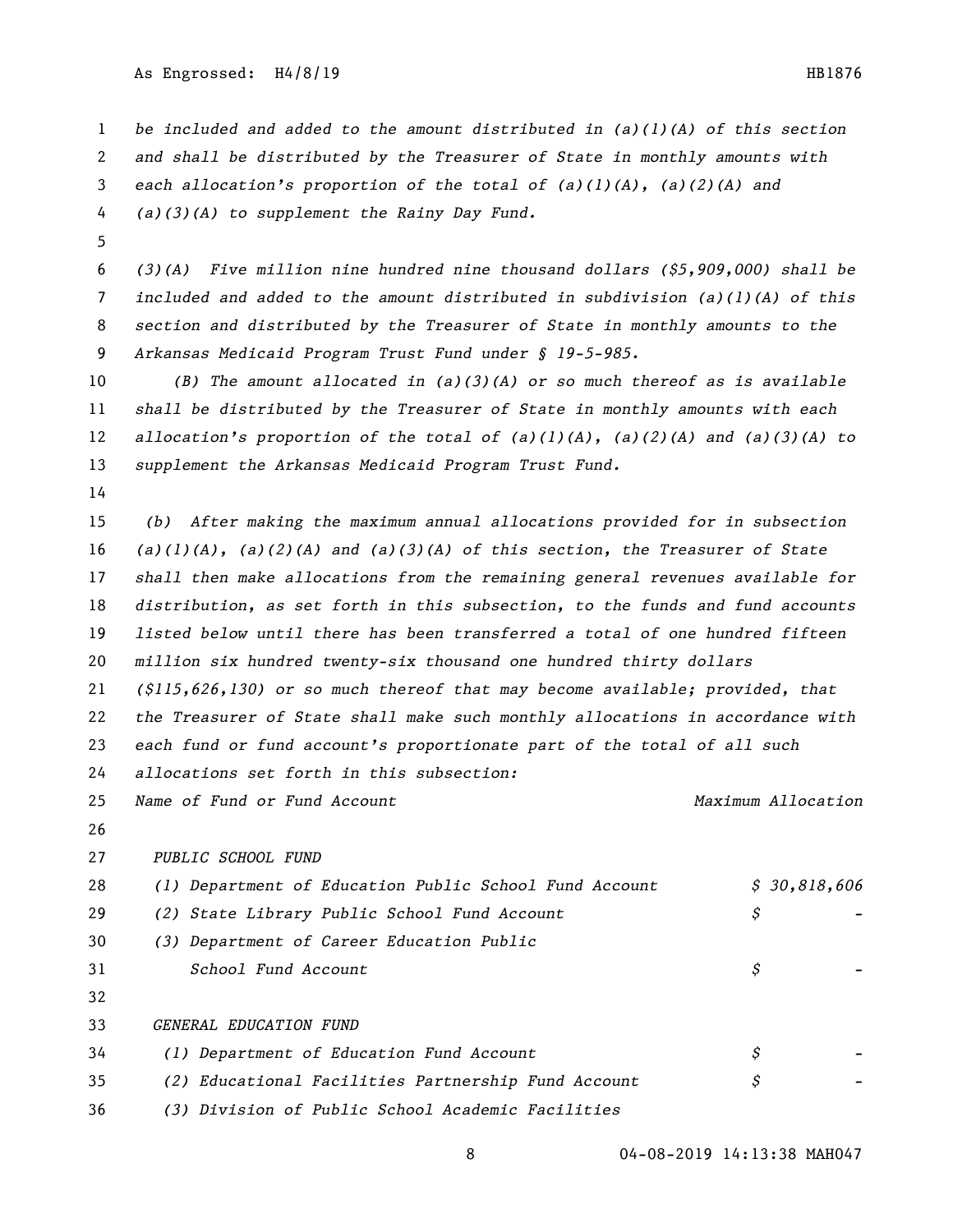*be included and added to the amount distributed in (a)(1)(A) of this section and shall be distributed by the Treasurer of State in monthly amounts with each allocation's proportion of the total of (a)(1)(A), (a)(2)(A) and (a)(3)(A) to supplement the Rainy Day Fund.*

*(3)(A) Five million nine hundred nine thousand dollars ($5,909,000) shall be included and added to the amount distributed in subdivision (a)(1)(A) of this section and distributed by the Treasurer of State in monthly amounts to the Arkansas Medicaid Program Trust Fund under § 19-5-985.*

*(B) The amount allocated in (a)(3)(A) or so much thereof as is available shall be distributed by the Treasurer of State in monthly amounts with each allocation's proportion of the total of (a)(1)(A), (a)(2)(A) and (a)(3)(A) to supplement the Arkansas Medicaid Program Trust Fund.*

*(b) After making the maximum annual allocations provided for in subsection (a)(1)(A), (a)(2)(A) and (a)(3)(A) of this section, the Treasurer of State shall then make allocations from the remaining general revenues available for distribution, as set forth in this subsection, to the funds and fund accounts listed below until there has been transferred a total of one hundred fifteen million six hundred twenty-six thousand one hundred thirty dollars ($115,626,130) or so much thereof that may become available; provided, that the Treasurer of State shall make such monthly allocations in accordance with each fund or fund account's proportionate part of the total of all such allocations set forth in this subsection:*

| *Name of Fund or Fund Account* | *Maximum Allocation* |
|---|---|
| *PUBLIC SCHOOL FUND* | |
| *(1) Department of Education Public School Fund Account* | *$ 30,818,606* |
| *(2) State Library Public School Fund Account* | *$ -* |
| *(3) Department of Career Education Public School Fund Account* | *$ -* |
| *GENERAL EDUCATION FUND* | |
| *(1) Department of Education Fund Account* | *$ -* |
| *(2) Educational Facilities Partnership Fund Account* | *$ -* |
| *(3) Division of Public School Academic Facilities* | |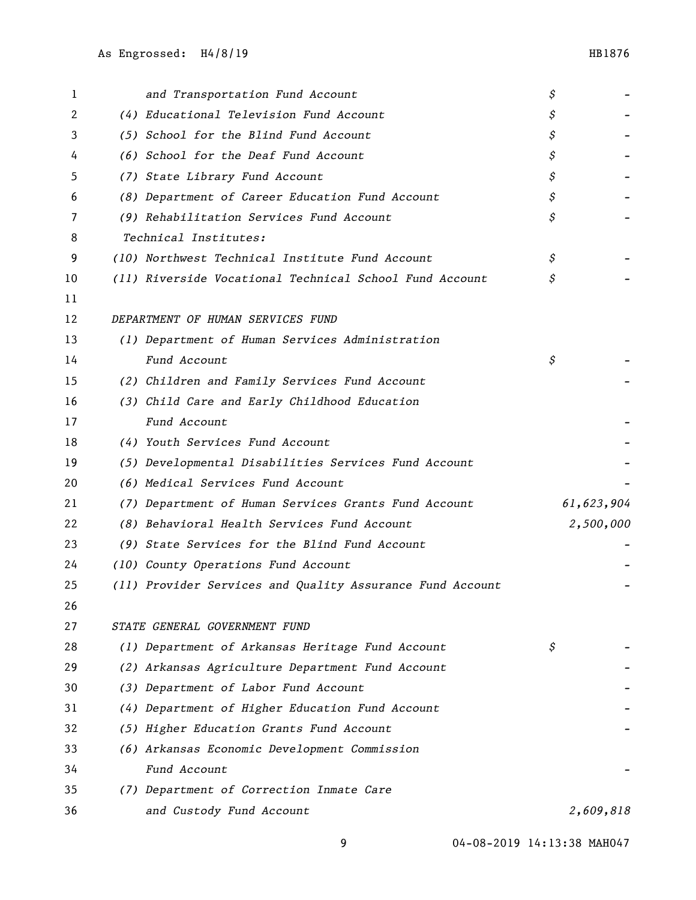*and Transportation Fund Account* $ -

*(4) Educational Television Fund Account* $ -

*(5) School for the Blind Fund Account* $ -

*(6) School for the Deaf Fund Account* $ -

*(7) State Library Fund Account* $ -

*(8) Department of Career Education Fund Account* $ -

*(9) Rehabilitation Services Fund Account* $ -

*Technical Institutes:*

*(10) Northwest Technical Institute Fund Account* $ -

*(11) Riverside Vocational Technical School Fund Account* $ -

*DEPARTMENT OF HUMAN SERVICES FUND*

| | |
|---|---|
| *(1) Department of Human Services Administration Fund Account* | $ - |
| *(2) Children and Family Services Fund Account* | - |
| *(3) Child Care and Early Childhood Education Fund Account* | - |
| *(4) Youth Services Fund Account* | - |
| *(5) Developmental Disabilities Services Fund Account* | - |
| *(6) Medical Services Fund Account* | - |
| *(7) Department of Human Services Grants Fund Account* | *61,623,904* |
| *(8) Behavioral Health Services Fund Account* | *2,500,000* |
| *(9) State Services for the Blind Fund Account* | - |
| *(10) County Operations Fund Account* | - |
| *(11) Provider Services and Quality Assurance Fund Account* | - |

*STATE GENERAL GOVERNMENT FUND*

| | |
|---|---|
| *(1) Department of Arkansas Heritage Fund Account* | $ - |
| *(2) Arkansas Agriculture Department Fund Account* | - |
| *(3) Department of Labor Fund Account* | - |
| *(4) Department of Higher Education Fund Account* | - |
| *(5) Higher Education Grants Fund Account* | - |
| *(6) Arkansas Economic Development Commission Fund Account* | - |
| *(7) Department of Correction Inmate Care and Custody Fund Account* | *2,609,818* |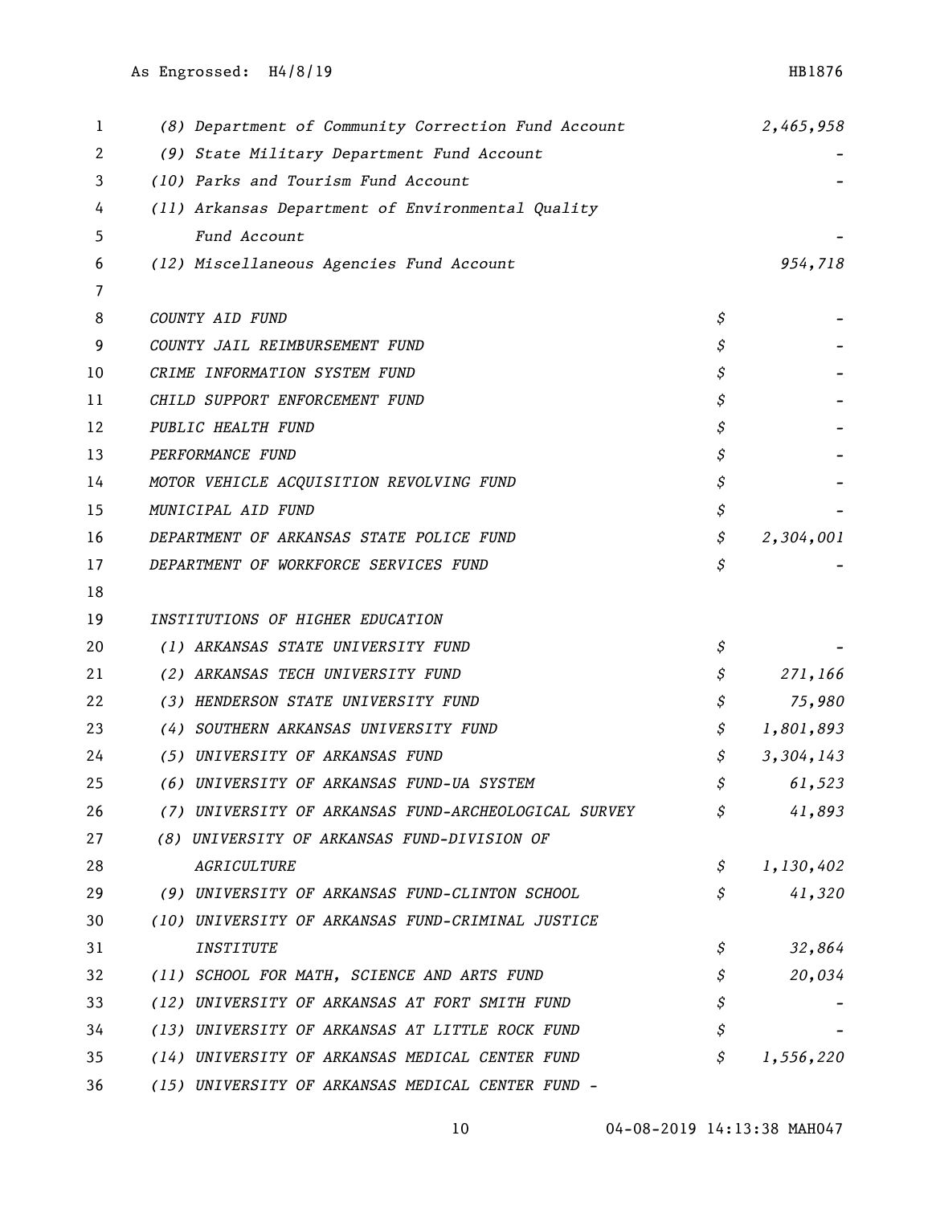| | | |
|---|---|---|
| (8) Department of Community Correction Fund Account | | 2,465,958 |
| (9) State Military Department Fund Account | | - |
| (10) Parks and Tourism Fund Account | | - |
| (11) Arkansas Department of Environmental Quality Fund Account | | - |
| (12) Miscellaneous Agencies Fund Account | | 954,718 |
| | | |
| COUNTY AID FUND | $ | - |
| COUNTY JAIL REIMBURSEMENT FUND | $ | - |
| CRIME INFORMATION SYSTEM FUND | $ | - |
| CHILD SUPPORT ENFORCEMENT FUND | $ | - |
| PUBLIC HEALTH FUND | $ | - |
| PERFORMANCE FUND | $ | - |
| MOTOR VEHICLE ACQUISITION REVOLVING FUND | $ | - |
| MUNICIPAL AID FUND | $ | - |
| DEPARTMENT OF ARKANSAS STATE POLICE FUND | $ | 2,304,001 |
| DEPARTMENT OF WORKFORCE SERVICES FUND | $ | - |
| | | |
| INSTITUTIONS OF HIGHER EDUCATION | | |
| (1) ARKANSAS STATE UNIVERSITY FUND | $ | - |
| (2) ARKANSAS TECH UNIVERSITY FUND | $ | 271,166 |
| (3) HENDERSON STATE UNIVERSITY FUND | $ | 75,980 |
| (4) SOUTHERN ARKANSAS UNIVERSITY FUND | $ | 1,801,893 |
| (5) UNIVERSITY OF ARKANSAS FUND | $ | 3,304,143 |
| (6) UNIVERSITY OF ARKANSAS FUND-UA SYSTEM | $ | 61,523 |
| (7) UNIVERSITY OF ARKANSAS FUND-ARCHEOLOGICAL SURVEY | $ | 41,893 |
| (8) UNIVERSITY OF ARKANSAS FUND-DIVISION OF AGRICULTURE | $ | 1,130,402 |
| (9) UNIVERSITY OF ARKANSAS FUND-CLINTON SCHOOL | $ | 41,320 |
| (10) UNIVERSITY OF ARKANSAS FUND-CRIMINAL JUSTICE INSTITUTE | $ | 32,864 |
| (11) SCHOOL FOR MATH, SCIENCE AND ARTS FUND | $ | 20,034 |
| (12) UNIVERSITY OF ARKANSAS AT FORT SMITH FUND | $ | - |
| (13) UNIVERSITY OF ARKANSAS AT LITTLE ROCK FUND | $ | - |
| (14) UNIVERSITY OF ARKANSAS MEDICAL CENTER FUND | $ | 1,556,220 |
| (15) UNIVERSITY OF ARKANSAS MEDICAL CENTER FUND - | | |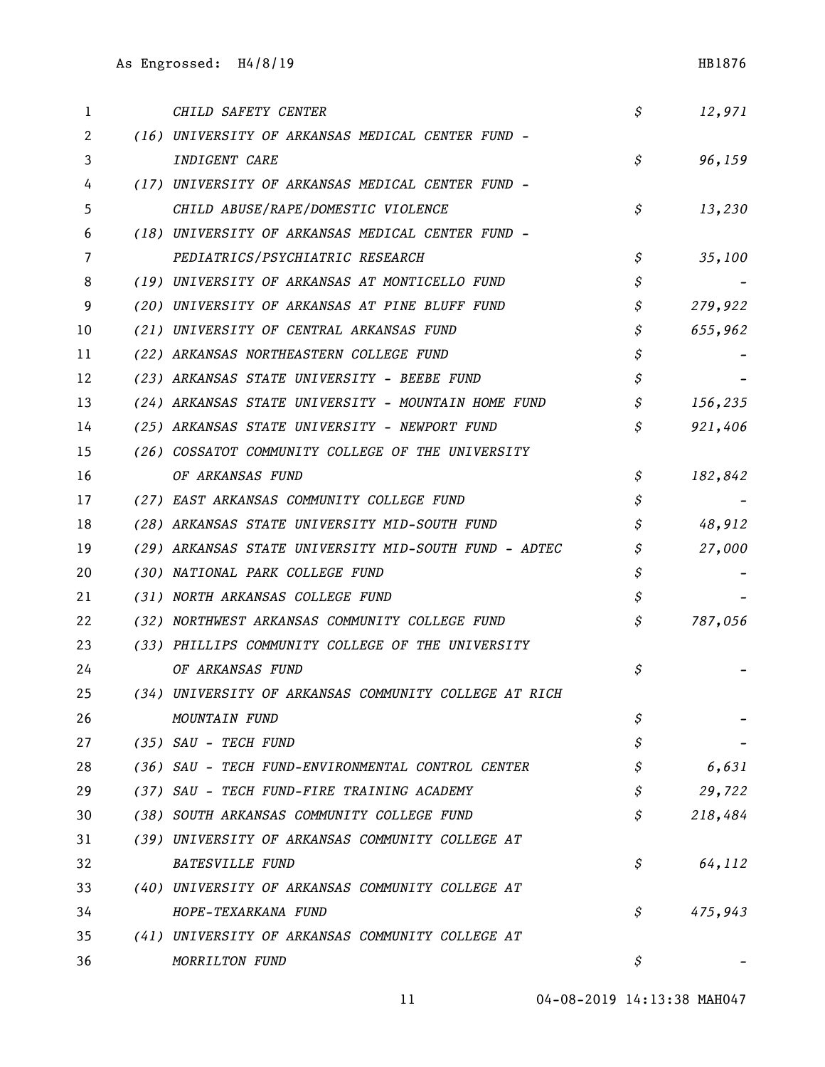| Item | | Amount |
|---|---|---|
| CHILD SAFETY CENTER | $ | 12,971 |
| (16) UNIVERSITY OF ARKANSAS MEDICAL CENTER FUND - INDIGENT CARE | $ | 96,159 |
| (17) UNIVERSITY OF ARKANSAS MEDICAL CENTER FUND - CHILD ABUSE/RAPE/DOMESTIC VIOLENCE | $ | 13,230 |
| (18) UNIVERSITY OF ARKANSAS MEDICAL CENTER FUND - PEDIATRICS/PSYCHIATRIC RESEARCH | $ | 35,100 |
| (19) UNIVERSITY OF ARKANSAS AT MONTICELLO FUND | $ | - |
| (20) UNIVERSITY OF ARKANSAS AT PINE BLUFF FUND | $ | 279,922 |
| (21) UNIVERSITY OF CENTRAL ARKANSAS FUND | $ | 655,962 |
| (22) ARKANSAS NORTHEASTERN COLLEGE FUND | $ | - |
| (23) ARKANSAS STATE UNIVERSITY - BEEBE FUND | $ | - |
| (24) ARKANSAS STATE UNIVERSITY - MOUNTAIN HOME FUND | $ | 156,235 |
| (25) ARKANSAS STATE UNIVERSITY - NEWPORT FUND | $ | 921,406 |
| (26) COSSATOT COMMUNITY COLLEGE OF THE UNIVERSITY OF ARKANSAS FUND | $ | 182,842 |
| (27) EAST ARKANSAS COMMUNITY COLLEGE FUND | $ | - |
| (28) ARKANSAS STATE UNIVERSITY MID-SOUTH FUND | $ | 48,912 |
| (29) ARKANSAS STATE UNIVERSITY MID-SOUTH FUND - ADTEC | $ | 27,000 |
| (30) NATIONAL PARK COLLEGE FUND | $ | - |
| (31) NORTH ARKANSAS COLLEGE FUND | $ | - |
| (32) NORTHWEST ARKANSAS COMMUNITY COLLEGE FUND | $ | 787,056 |
| (33) PHILLIPS COMMUNITY COLLEGE OF THE UNIVERSITY OF ARKANSAS FUND | $ | - |
| (34) UNIVERSITY OF ARKANSAS COMMUNITY COLLEGE AT RICH MOUNTAIN FUND | $ | - |
| (35) SAU - TECH FUND | $ | - |
| (36) SAU - TECH FUND-ENVIRONMENTAL CONTROL CENTER | $ | 6,631 |
| (37) SAU - TECH FUND-FIRE TRAINING ACADEMY | $ | 29,722 |
| (38) SOUTH ARKANSAS COMMUNITY COLLEGE FUND | $ | 218,484 |
| (39) UNIVERSITY OF ARKANSAS COMMUNITY COLLEGE AT BATESVILLE FUND | $ | 64,112 |
| (40) UNIVERSITY OF ARKANSAS COMMUNITY COLLEGE AT HOPE-TEXARKANA FUND | $ | 475,943 |
| (41) UNIVERSITY OF ARKANSAS COMMUNITY COLLEGE AT MORRILTON FUND | $ | - |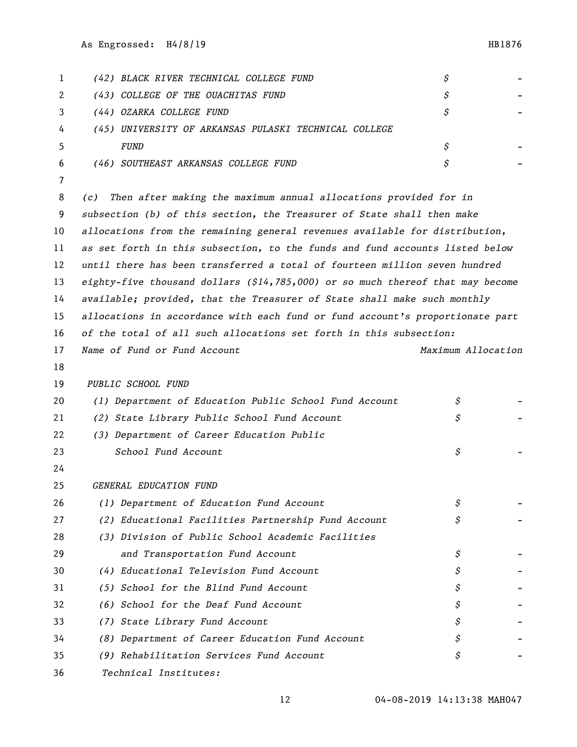| | |
|---|---|
| *(42) BLACK RIVER TECHNICAL COLLEGE FUND* | *$ -* |
| *(43) COLLEGE OF THE OUACHITAS FUND* | *$ -* |
| *(44) OZARKA COLLEGE FUND* | *$ -* |
| *(45) UNIVERSITY OF ARKANSAS PULASKI TECHNICAL COLLEGE FUND* | *$ -* |
| *(46) SOUTHEAST ARKANSAS COLLEGE FUND* | *$ -* |

*(c) Then after making the maximum annual allocations provided for in subsection (b) of this section, the Treasurer of State shall then make allocations from the remaining general revenues available for distribution, as set forth in this subsection, to the funds and fund accounts listed below until there has been transferred a total of fourteen million seven hundred eighty-five thousand dollars ($14,785,000) or so much thereof that may become available; provided, that the Treasurer of State shall make such monthly allocations in accordance with each fund or fund account's proportionate part of the total of all such allocations set forth in this subsection:*

| *Name of Fund or Fund Account* | *Maximum Allocation* |
|---|---|
| *PUBLIC SCHOOL FUND* | |
| *(1) Department of Education Public School Fund Account* | *$ -* |
| *(2) State Library Public School Fund Account* | *$ -* |
| *(3) Department of Career Education Public School Fund Account* | *$ -* |
| *GENERAL EDUCATION FUND* | |
| *(1) Department of Education Fund Account* | *$ -* |
| *(2) Educational Facilities Partnership Fund Account* | *$ -* |
| *(3) Division of Public School Academic Facilities and Transportation Fund Account* | *$ -* |
| *(4) Educational Television Fund Account* | *$ -* |
| *(5) School for the Blind Fund Account* | *$ -* |
| *(6) School for the Deaf Fund Account* | *$ -* |
| *(7) State Library Fund Account* | *$ -* |
| *(8) Department of Career Education Fund Account* | *$ -* |
| *(9) Rehabilitation Services Fund Account* | *$ -* |
| *Technical Institutes:* | |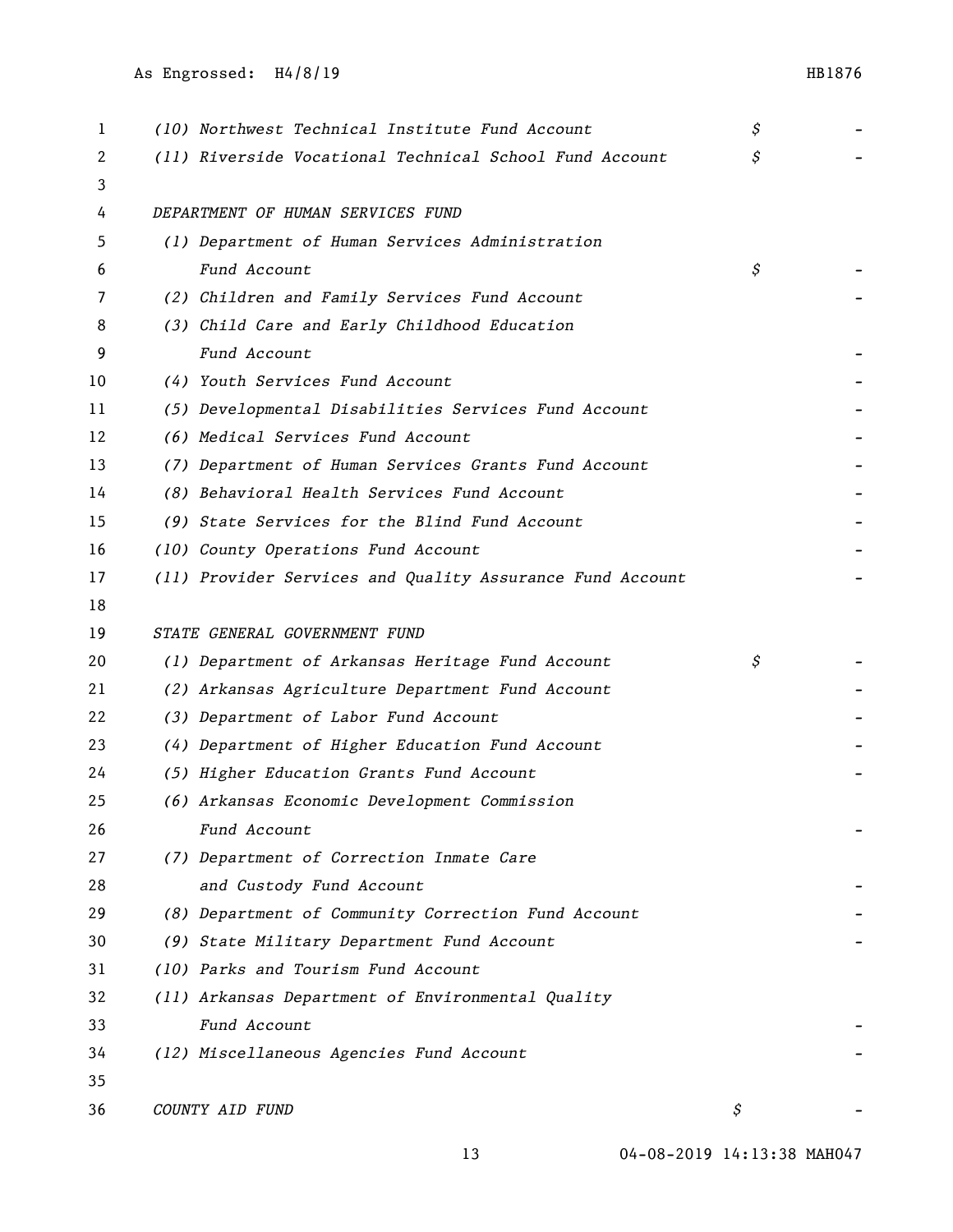| | | |
|---|---|---|
| *(10) Northwest Technical Institute Fund Account* | *$* | *-* |
| *(11) Riverside Vocational Technical School Fund Account* | *$* | *-* |
| | | |
| *DEPARTMENT OF HUMAN SERVICES FUND* | | |
| *(1) Department of Human Services Administration Fund Account* | *$* | *-* |
| *(2) Children and Family Services Fund Account* | | *-* |
| *(3) Child Care and Early Childhood Education Fund Account* | | *-* |
| *(4) Youth Services Fund Account* | | *-* |
| *(5) Developmental Disabilities Services Fund Account* | | *-* |
| *(6) Medical Services Fund Account* | | *-* |
| *(7) Department of Human Services Grants Fund Account* | | *-* |
| *(8) Behavioral Health Services Fund Account* | | *-* |
| *(9) State Services for the Blind Fund Account* | | *-* |
| *(10) County Operations Fund Account* | | *-* |
| *(11) Provider Services and Quality Assurance Fund Account* | | *-* |
| | | |
| *STATE GENERAL GOVERNMENT FUND* | | |
| *(1) Department of Arkansas Heritage Fund Account* | *$* | *-* |
| *(2) Arkansas Agriculture Department Fund Account* | | *-* |
| *(3) Department of Labor Fund Account* | | *-* |
| *(4) Department of Higher Education Fund Account* | | *-* |
| *(5) Higher Education Grants Fund Account* | | *-* |
| *(6) Arkansas Economic Development Commission Fund Account* | | *-* |
| *(7) Department of Correction Inmate Care and Custody Fund Account* | | *-* |
| *(8) Department of Community Correction Fund Account* | | *-* |
| *(9) State Military Department Fund Account* | | *-* |
| *(10) Parks and Tourism Fund Account* | | |
| *(11) Arkansas Department of Environmental Quality Fund Account* | | *-* |
| *(12) Miscellaneous Agencies Fund Account* | | *-* |
| | | |
| *COUNTY AID FUND* | *$* | *-* |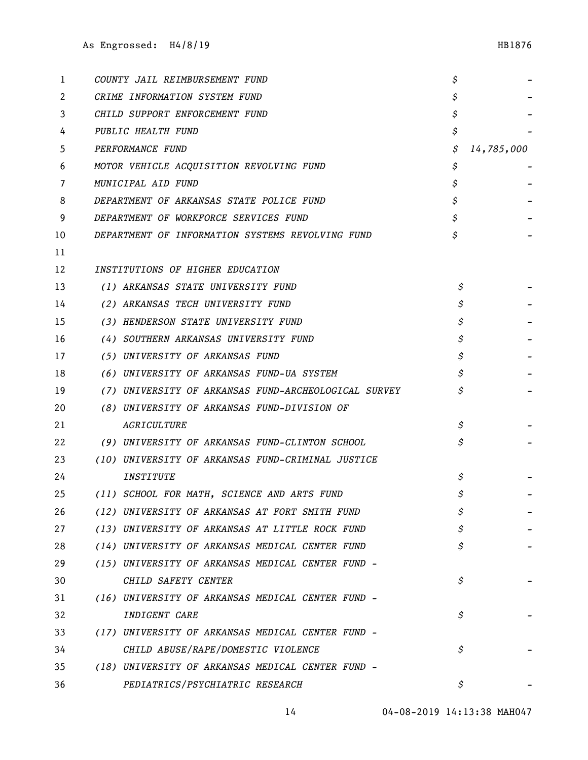| | |
|---|---|
| *COUNTY JAIL REIMBURSEMENT FUND* | $ - |
| *CRIME INFORMATION SYSTEM FUND* | $ - |
| *CHILD SUPPORT ENFORCEMENT FUND* | $ - |
| *PUBLIC HEALTH FUND* | $ - |
| *PERFORMANCE FUND* | $ 14,785,000 |
| *MOTOR VEHICLE ACQUISITION REVOLVING FUND* | $ - |
| *MUNICIPAL AID FUND* | $ - |
| *DEPARTMENT OF ARKANSAS STATE POLICE FUND* | $ - |
| *DEPARTMENT OF WORKFORCE SERVICES FUND* | $ - |
| *DEPARTMENT OF INFORMATION SYSTEMS REVOLVING FUND* | $ - |
| | |
| *INSTITUTIONS OF HIGHER EDUCATION* | |
| *(1) ARKANSAS STATE UNIVERSITY FUND* | $ - |
| *(2) ARKANSAS TECH UNIVERSITY FUND* | $ - |
| *(3) HENDERSON STATE UNIVERSITY FUND* | $ - |
| *(4) SOUTHERN ARKANSAS UNIVERSITY FUND* | $ - |
| *(5) UNIVERSITY OF ARKANSAS FUND* | $ - |
| *(6) UNIVERSITY OF ARKANSAS FUND-UA SYSTEM* | $ - |
| *(7) UNIVERSITY OF ARKANSAS FUND-ARCHEOLOGICAL SURVEY* | $ - |
| *(8) UNIVERSITY OF ARKANSAS FUND-DIVISION OF AGRICULTURE* | $ - |
| *(9) UNIVERSITY OF ARKANSAS FUND-CLINTON SCHOOL* | $ - |
| *(10) UNIVERSITY OF ARKANSAS FUND-CRIMINAL JUSTICE INSTITUTE* | $ - |
| *(11) SCHOOL FOR MATH, SCIENCE AND ARTS FUND* | $ - |
| *(12) UNIVERSITY OF ARKANSAS AT FORT SMITH FUND* | $ - |
| *(13) UNIVERSITY OF ARKANSAS AT LITTLE ROCK FUND* | $ - |
| *(14) UNIVERSITY OF ARKANSAS MEDICAL CENTER FUND* | $ - |
| *(15) UNIVERSITY OF ARKANSAS MEDICAL CENTER FUND - CHILD SAFETY CENTER* | $ - |
| *(16) UNIVERSITY OF ARKANSAS MEDICAL CENTER FUND - INDIGENT CARE* | $ - |
| *(17) UNIVERSITY OF ARKANSAS MEDICAL CENTER FUND - CHILD ABUSE/RAPE/DOMESTIC VIOLENCE* | $ - |
| *(18) UNIVERSITY OF ARKANSAS MEDICAL CENTER FUND - PEDIATRICS/PSYCHIATRIC RESEARCH* | $ - |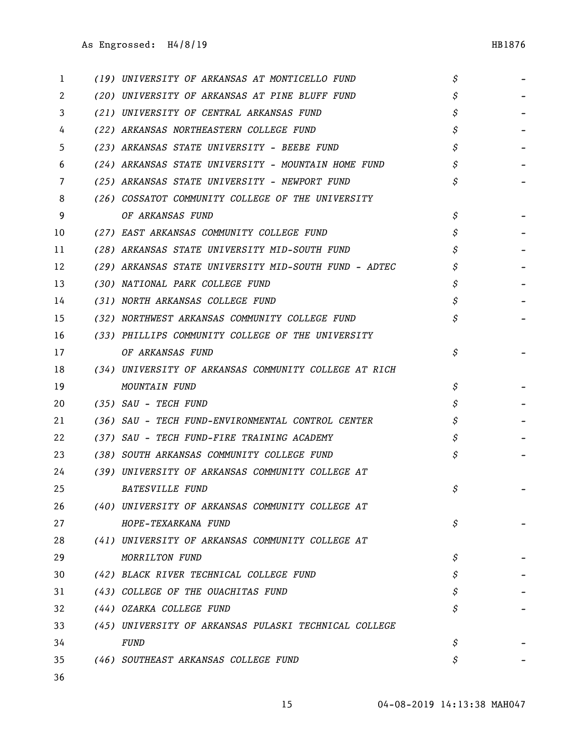| | | |
|---|---|---|
| *(19) UNIVERSITY OF ARKANSAS AT MONTICELLO FUND* | *$* | - |
| *(20) UNIVERSITY OF ARKANSAS AT PINE BLUFF FUND* | *$* | - |
| *(21) UNIVERSITY OF CENTRAL ARKANSAS FUND* | *$* | - |
| *(22) ARKANSAS NORTHEASTERN COLLEGE FUND* | *$* | - |
| *(23) ARKANSAS STATE UNIVERSITY - BEEBE FUND* | *$* | - |
| *(24) ARKANSAS STATE UNIVERSITY - MOUNTAIN HOME FUND* | *$* | - |
| *(25) ARKANSAS STATE UNIVERSITY - NEWPORT FUND* | *$* | - |
| *(26) COSSATOT COMMUNITY COLLEGE OF THE UNIVERSITY OF ARKANSAS FUND* | *$* | - |
| *(27) EAST ARKANSAS COMMUNITY COLLEGE FUND* | *$* | - |
| *(28) ARKANSAS STATE UNIVERSITY MID-SOUTH FUND* | *$* | - |
| *(29) ARKANSAS STATE UNIVERSITY MID-SOUTH FUND - ADTEC* | *$* | - |
| *(30) NATIONAL PARK COLLEGE FUND* | *$* | - |
| *(31) NORTH ARKANSAS COLLEGE FUND* | *$* | - |
| *(32) NORTHWEST ARKANSAS COMMUNITY COLLEGE FUND* | *$* | - |
| *(33) PHILLIPS COMMUNITY COLLEGE OF THE UNIVERSITY OF ARKANSAS FUND* | *$* | - |
| *(34) UNIVERSITY OF ARKANSAS COMMUNITY COLLEGE AT RICH MOUNTAIN FUND* | *$* | - |
| *(35) SAU - TECH FUND* | *$* | - |
| *(36) SAU - TECH FUND-ENVIRONMENTAL CONTROL CENTER* | *$* | - |
| *(37) SAU - TECH FUND-FIRE TRAINING ACADEMY* | *$* | - |
| *(38) SOUTH ARKANSAS COMMUNITY COLLEGE FUND* | *$* | - |
| *(39) UNIVERSITY OF ARKANSAS COMMUNITY COLLEGE AT BATESVILLE FUND* | *$* | - |
| *(40) UNIVERSITY OF ARKANSAS COMMUNITY COLLEGE AT HOPE-TEXARKANA FUND* | *$* | - |
| *(41) UNIVERSITY OF ARKANSAS COMMUNITY COLLEGE AT MORRILTON FUND* | *$* | - |
| *(42) BLACK RIVER TECHNICAL COLLEGE FUND* | *$* | - |
| *(43) COLLEGE OF THE OUACHITAS FUND* | *$* | - |
| *(44) OZARKA COLLEGE FUND* | *$* | - |
| *(45) UNIVERSITY OF ARKANSAS PULASKI TECHNICAL COLLEGE FUND* | *$* | - |
| *(46) SOUTHEAST ARKANSAS COLLEGE FUND* | *$* | - |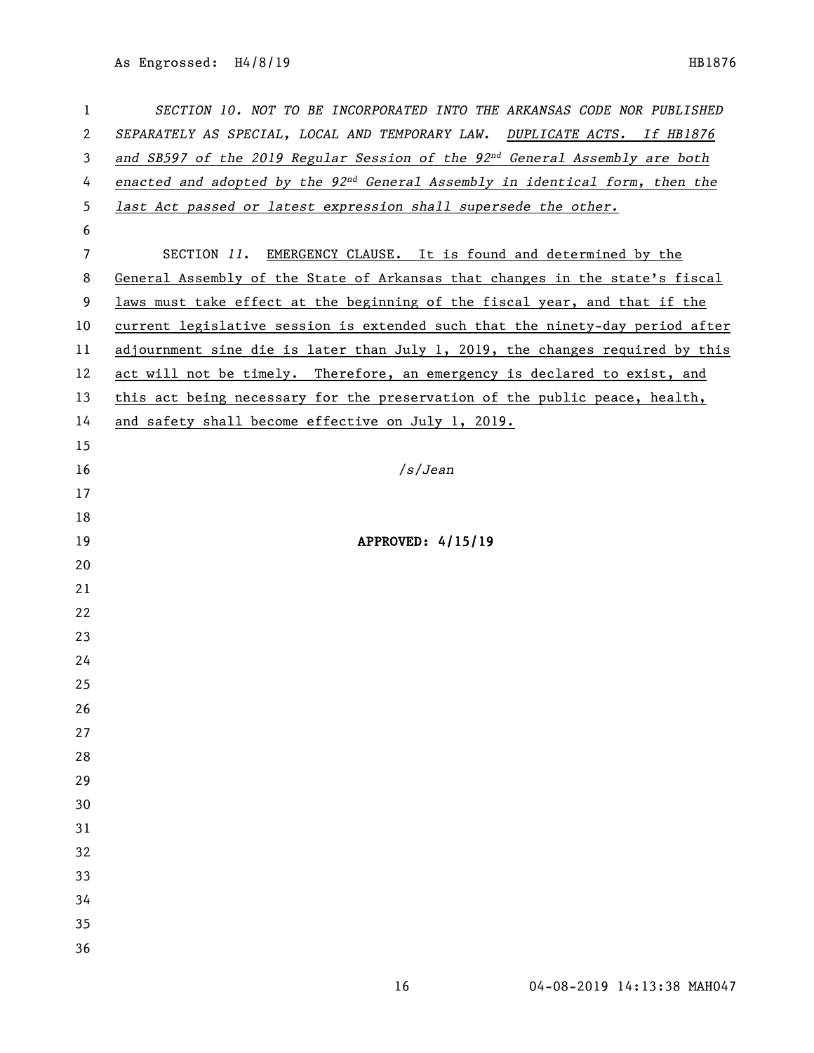*SECTION 10. NOT TO BE INCORPORATED INTO THE ARKANSAS CODE NOR PUBLISHED SEPARATELY AS SPECIAL, LOCAL AND TEMPORARY LAW. DUPLICATE ACTS. If HB1876 and SB597 of the 2019 Regular Session of the 92nd General Assembly are both enacted and adopted by the 92nd General Assembly in identical form, then the last Act passed or latest expression shall supersede the other.*

SECTION *11*. EMERGENCY CLAUSE. It is found and determined by the General Assembly of the State of Arkansas that changes in the state's fiscal laws must take effect at the beginning of the fiscal year, and that if the current legislative session is extended such that the ninety-day period after adjournment sine die is later than July 1, 2019, the changes required by this act will not be timely. Therefore, an emergency is declared to exist, and this act being necessary for the preservation of the public peace, health, and safety shall become effective on July 1, 2019.

*/s/Jean*

**APPROVED: 4/15/19**